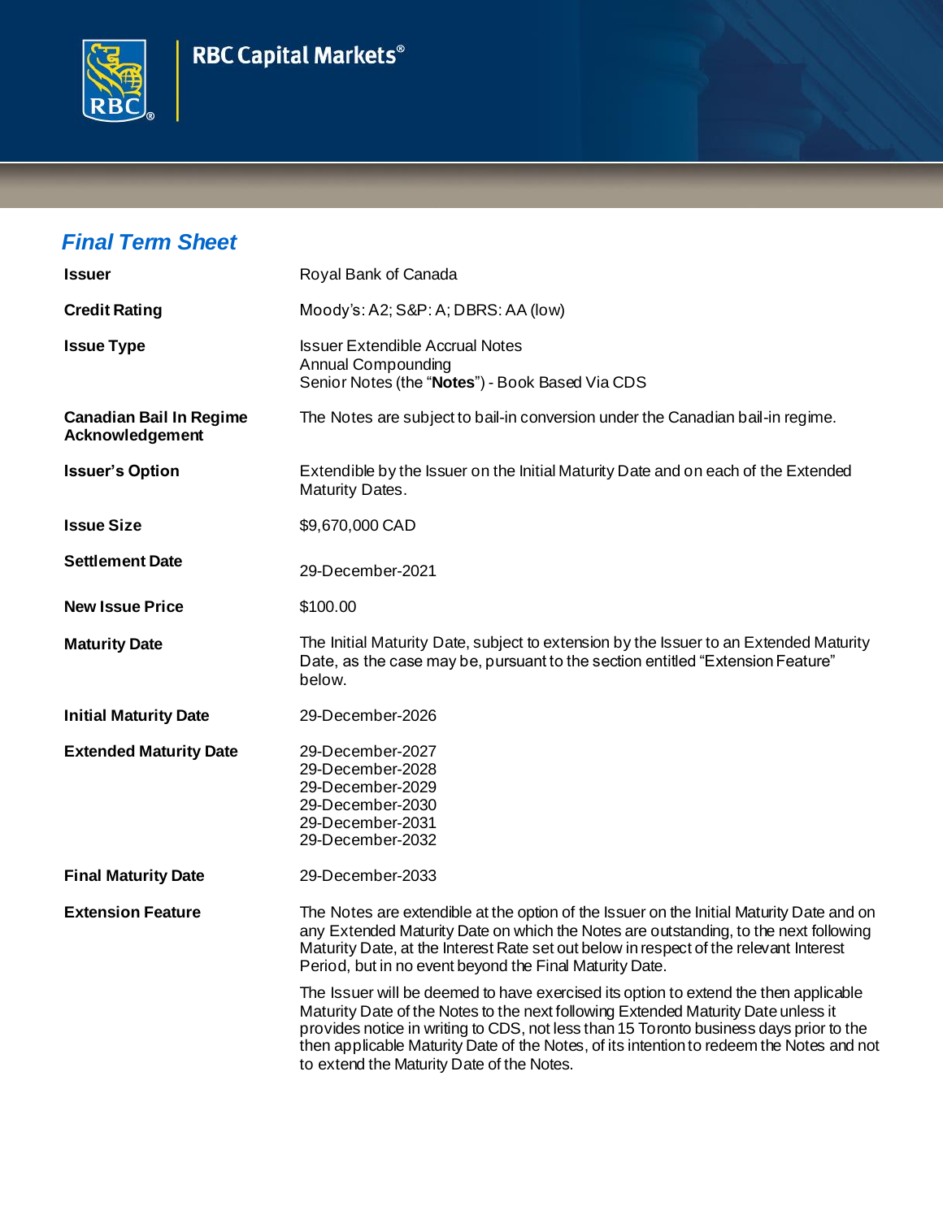RBC Capital Markets®

## *Final Term Sheet*

| | |
|---|---|
| **Issuer** | Royal Bank of Canada |
| **Credit Rating** | Moody's: A2; S&P: A; DBRS: AA (low) |
| **Issue Type** | Issuer Extendible Accrual Notes<br>Annual Compounding<br>Senior Notes (the "**Notes**") - Book Based Via CDS |
| **Canadian Bail In Regime Acknowledgement** | The Notes are subject to bail-in conversion under the Canadian bail-in regime. |
| **Issuer's Option** | Extendible by the Issuer on the Initial Maturity Date and on each of the Extended Maturity Dates. |
| **Issue Size** | $9,670,000 CAD |
| **Settlement Date** | 29-December-2021 |
| **New Issue Price** | $100.00 |
| **Maturity Date** | The Initial Maturity Date, subject to extension by the Issuer to an Extended Maturity Date, as the case may be, pursuant to the section entitled "Extension Feature" below. |
| **Initial Maturity Date** | 29-December-2026 |
| **Extended Maturity Date** | 29-December-2027<br>29-December-2028<br>29-December-2029<br>29-December-2030<br>29-December-2031<br>29-December-2032 |
| **Final Maturity Date** | 29-December-2033 |
| **Extension Feature** | The Notes are extendible at the option of the Issuer on the Initial Maturity Date and on any Extended Maturity Date on which the Notes are outstanding, to the next following Maturity Date, at the Interest Rate set out below in respect of the relevant Interest Period, but in no event beyond the Final Maturity Date.<br><br>The Issuer will be deemed to have exercised its option to extend the then applicable Maturity Date of the Notes to the next following Extended Maturity Date unless it provides notice in writing to CDS, not less than 15 Toronto business days prior to the then applicable Maturity Date of the Notes, of its intention to redeem the Notes and not to extend the Maturity Date of the Notes. |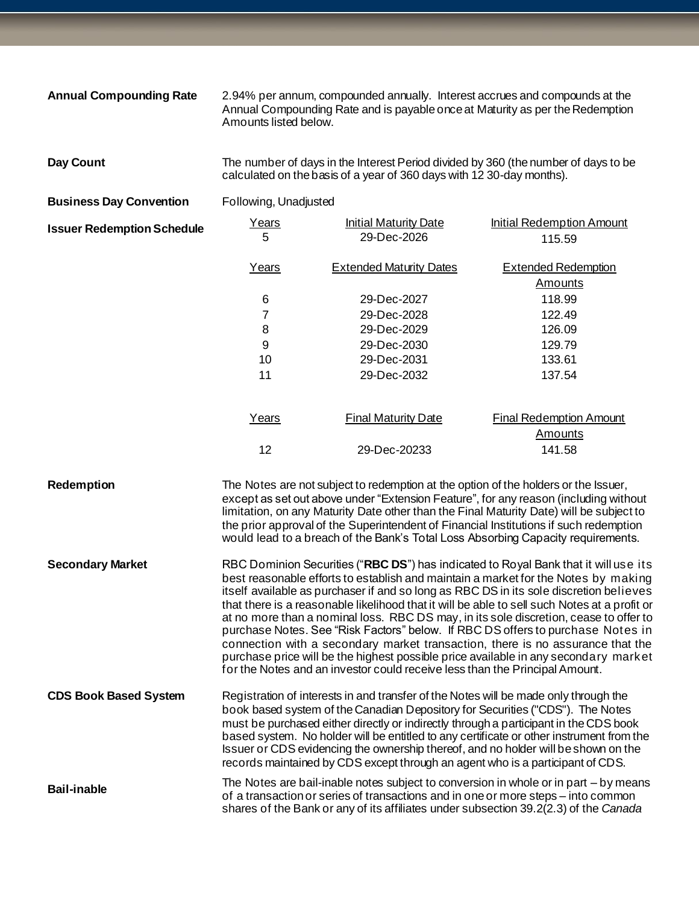**Annual Compounding Rate**

2.94% per annum, compounded annually. Interest accrues and compounds at the Annual Compounding Rate and is payable once at Maturity as per the Redemption Amounts listed below.

**Day Count**

The number of days in the Interest Period divided by 360 (the number of days to be calculated on the basis of a year of 360 days with 12 30-day months).

**Business Day Convention**

Following, Unadjusted

**Issuer Redemption Schedule**

| Years | Initial Maturity Date | Initial Redemption Amount |
|---|---|---|
| 5 | 29-Dec-2026 | 115.59 |

| Years | Extended Maturity Dates | Extended Redemption Amounts |
|---|---|---|
| 6 | 29-Dec-2027 | 118.99 |
| 7 | 29-Dec-2028 | 122.49 |
| 8 | 29-Dec-2029 | 126.09 |
| 9 | 29-Dec-2030 | 129.79 |
| 10 | 29-Dec-2031 | 133.61 |
| 11 | 29-Dec-2032 | 137.54 |

| Years | Final Maturity Date | Final Redemption Amount Amounts |
|---|---|---|
| 12 | 29-Dec-20233 | 141.58 |

**Redemption**

The Notes are not subject to redemption at the option of the holders or the Issuer, except as set out above under "Extension Feature", for any reason (including without limitation, on any Maturity Date other than the Final Maturity Date) will be subject to the prior approval of the Superintendent of Financial Institutions if such redemption would lead to a breach of the Bank's Total Loss Absorbing Capacity requirements.

**Secondary Market**

RBC Dominion Securities ("**RBC DS**") has indicated to Royal Bank that it will use its best reasonable efforts to establish and maintain a market for the Notes by making itself available as purchaser if and so long as RBC DS in its sole discretion believes that there is a reasonable likelihood that it will be able to sell such Notes at a profit or at no more than a nominal loss. RBC DS may, in its sole discretion, cease to offer to purchase Notes. See "Risk Factors" below. If RBC DS offers to purchase Notes in connection with a secondary market transaction, there is no assurance that the purchase price will be the highest possible price available in any secondary market for the Notes and an investor could receive less than the Principal Amount.

**CDS Book Based System**

Registration of interests in and transfer of the Notes will be made only through the book based system of the Canadian Depository for Securities ("CDS"). The Notes must be purchased either directly or indirectly through a participant in the CDS book based system. No holder will be entitled to any certificate or other instrument from the Issuer or CDS evidencing the ownership thereof, and no holder will be shown on the records maintained by CDS except through an agent who is a participant of CDS.

**Bail-inable**

The Notes are bail-inable notes subject to conversion in whole or in part – by means of a transaction or series of transactions and in one or more steps – into common shares of the Bank or any of its affiliates under subsection 39.2(2.3) of the *Canada*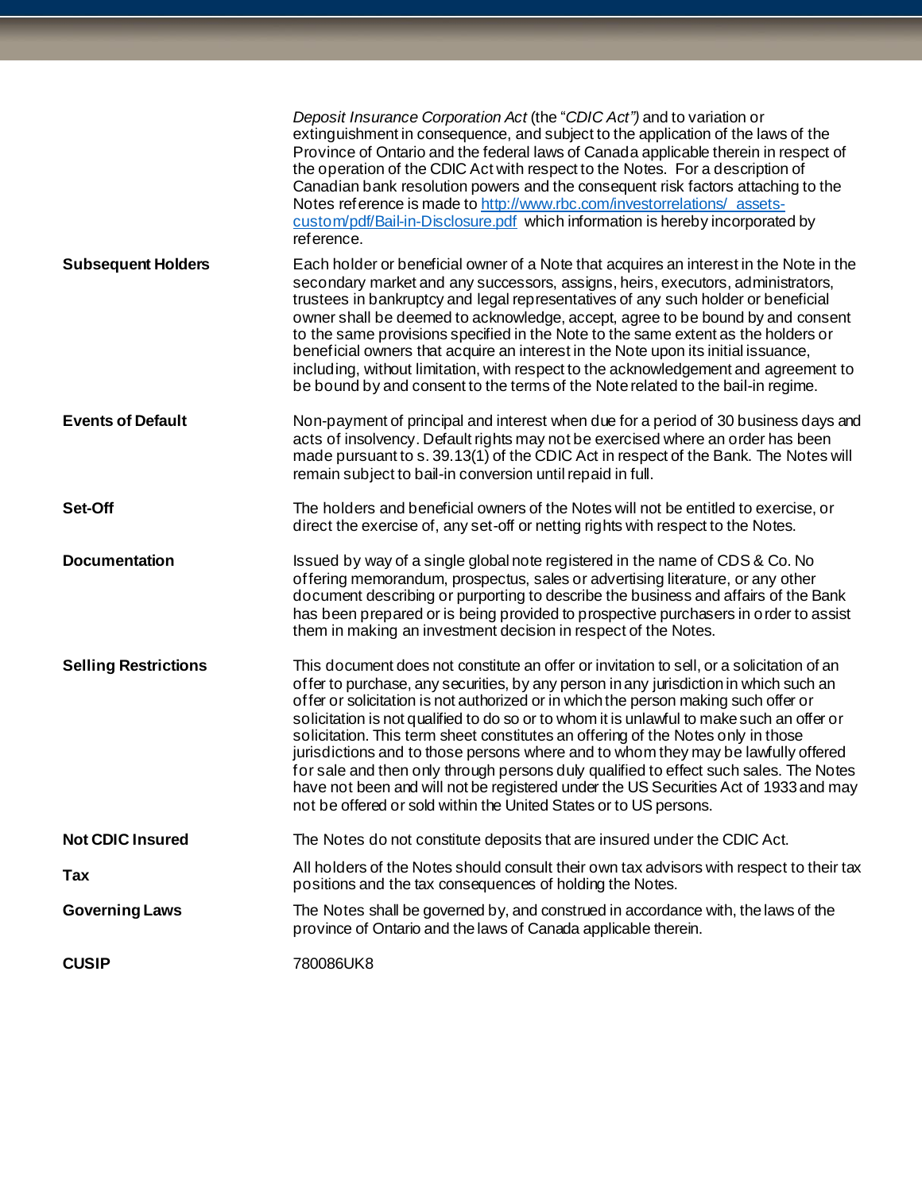| | |
|---|---|
| | *Deposit Insurance Corporation Act* (the "*CDIC Act")* and to variation or extinguishment in consequence, and subject to the application of the laws of the Province of Ontario and the federal laws of Canada applicable therein in respect of the operation of the CDIC Act with respect to the Notes. For a description of Canadian bank resolution powers and the consequent risk factors attaching to the Notes reference is made to [http://www.rbc.com/investorrelations/_assets-custom/pdf/Bail-in-Disclosure.pdf](http://www.rbc.com/investorrelations/_assets-custom/pdf/Bail-in-Disclosure.pdf) which information is hereby incorporated by reference. |
| **Subsequent Holders** | Each holder or beneficial owner of a Note that acquires an interest in the Note in the secondary market and any successors, assigns, heirs, executors, administrators, trustees in bankruptcy and legal representatives of any such holder or beneficial owner shall be deemed to acknowledge, accept, agree to be bound by and consent to the same provisions specified in the Note to the same extent as the holders or beneficial owners that acquire an interest in the Note upon its initial issuance, including, without limitation, with respect to the acknowledgement and agreement to be bound by and consent to the terms of the Note related to the bail-in regime. |
| **Events of Default** | Non-payment of principal and interest when due for a period of 30 business days and acts of insolvency. Default rights may not be exercised where an order has been made pursuant to s. 39.13(1) of the CDIC Act in respect of the Bank. The Notes will remain subject to bail-in conversion until repaid in full. |
| **Set-Off** | The holders and beneficial owners of the Notes will not be entitled to exercise, or direct the exercise of, any set-off or netting rights with respect to the Notes. |
| **Documentation** | Issued by way of a single global note registered in the name of CDS & Co. No offering memorandum, prospectus, sales or advertising literature, or any other document describing or purporting to describe the business and affairs of the Bank has been prepared or is being provided to prospective purchasers in order to assist them in making an investment decision in respect of the Notes. |
| **Selling Restrictions** | This document does not constitute an offer or invitation to sell, or a solicitation of an offer to purchase, any securities, by any person in any jurisdiction in which such an offer or solicitation is not authorized or in which the person making such offer or solicitation is not qualified to do so or to whom it is unlawful to make such an offer or solicitation. This term sheet constitutes an offering of the Notes only in those jurisdictions and to those persons where and to whom they may be lawfully offered for sale and then only through persons duly qualified to effect such sales. The Notes have not been and will not be registered under the US Securities Act of 1933 and may not be offered or sold within the United States or to US persons. |
| **Not CDIC Insured** | The Notes do not constitute deposits that are insured under the CDIC Act. |
| **Tax** | All holders of the Notes should consult their own tax advisors with respect to their tax positions and the tax consequences of holding the Notes. |
| **Governing Laws** | The Notes shall be governed by, and construed in accordance with, the laws of the province of Ontario and the laws of Canada applicable therein. |
| **CUSIP** | 780086UK8 |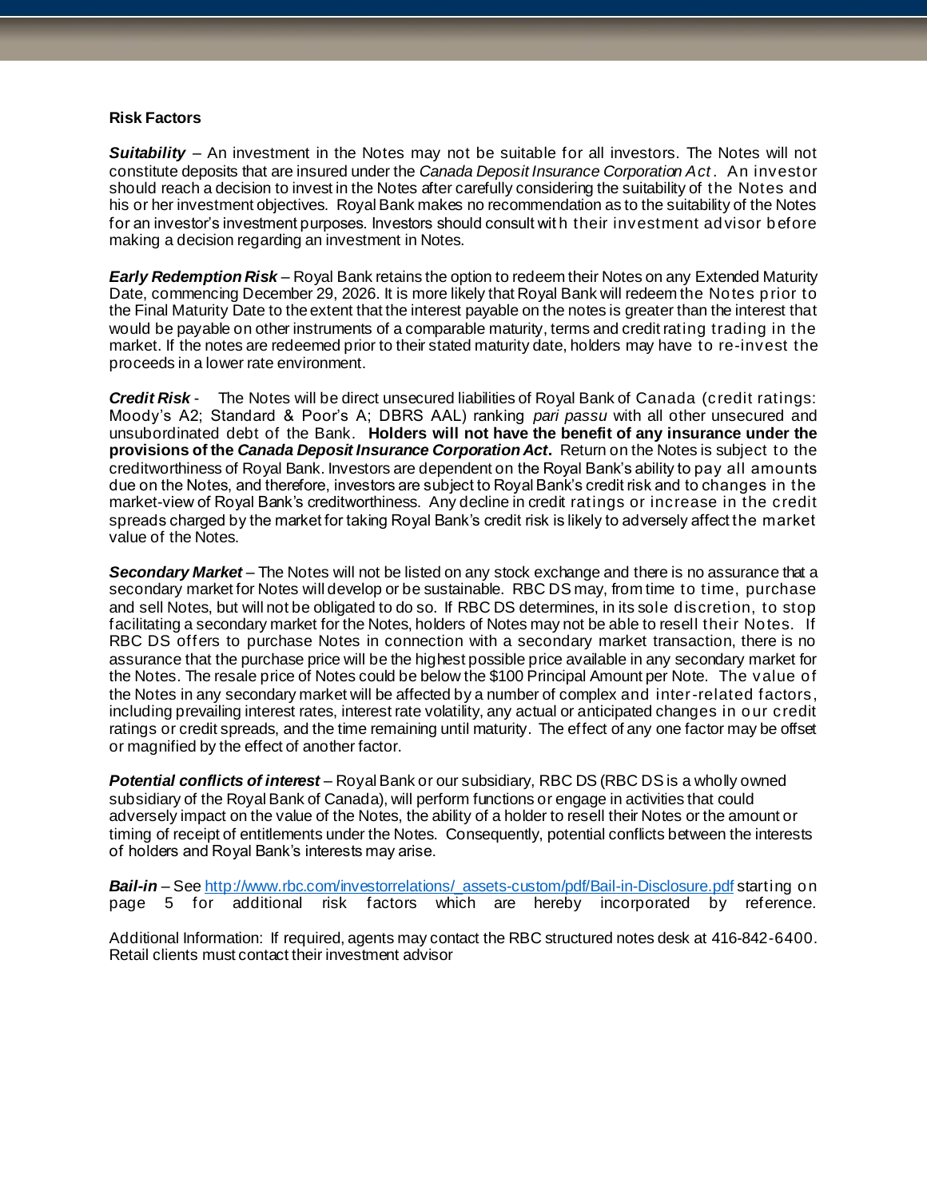**Risk Factors**

***Suitability*** – An investment in the Notes may not be suitable for all investors. The Notes will not constitute deposits that are insured under the *Canada Deposit Insurance Corporation Act*. An investor should reach a decision to invest in the Notes after carefully considering the suitability of the Notes and his or her investment objectives. Royal Bank makes no recommendation as to the suitability of the Notes for an investor's investment purposes. Investors should consult with their investment advisor before making a decision regarding an investment in Notes.

***Early Redemption Risk*** – Royal Bank retains the option to redeem their Notes on any Extended Maturity Date, commencing December 29, 2026. It is more likely that Royal Bank will redeem the Notes prior to the Final Maturity Date to the extent that the interest payable on the notes is greater than the interest that would be payable on other instruments of a comparable maturity, terms and credit rating trading in the market. If the notes are redeemed prior to their stated maturity date, holders may have to re-invest the proceeds in a lower rate environment.

***Credit Risk*** - The Notes will be direct unsecured liabilities of Royal Bank of Canada (credit ratings: Moody's A2; Standard & Poor's A; DBRS AAL) ranking *pari passu* with all other unsecured and unsubordinated debt of the Bank. **Holders will not have the benefit of any insurance under the provisions of the *Canada Deposit Insurance Corporation Act*.** Return on the Notes is subject to the creditworthiness of Royal Bank. Investors are dependent on the Royal Bank's ability to pay all amounts due on the Notes, and therefore, investors are subject to Royal Bank's credit risk and to changes in the market-view of Royal Bank's creditworthiness. Any decline in credit ratings or increase in the credit spreads charged by the market for taking Royal Bank's credit risk is likely to adversely affect the market value of the Notes.

***Secondary Market*** – The Notes will not be listed on any stock exchange and there is no assurance that a secondary market for Notes will develop or be sustainable. RBC DS may, from time to time, purchase and sell Notes, but will not be obligated to do so. If RBC DS determines, in its sole discretion, to stop facilitating a secondary market for the Notes, holders of Notes may not be able to resell their Notes. If RBC DS offers to purchase Notes in connection with a secondary market transaction, there is no assurance that the purchase price will be the highest possible price available in any secondary market for the Notes. The resale price of Notes could be below the $100 Principal Amount per Note. The value of the Notes in any secondary market will be affected by a number of complex and inter-related factors, including prevailing interest rates, interest rate volatility, any actual or anticipated changes in our credit ratings or credit spreads, and the time remaining until maturity. The effect of any one factor may be offset or magnified by the effect of another factor.

***Potential conflicts of interest*** – Royal Bank or our subsidiary, RBC DS (RBC DS is a wholly owned subsidiary of the Royal Bank of Canada), will perform functions or engage in activities that could adversely impact on the value of the Notes, the ability of a holder to resell their Notes or the amount or timing of receipt of entitlements under the Notes. Consequently, potential conflicts between the interests of holders and Royal Bank's interests may arise.

***Bail-in*** – See [http://www.rbc.com/investorrelations/_assets-custom/pdf/Bail-in-Disclosure.pdf](http://www.rbc.com/investorrelations/_assets-custom/pdf/Bail-in-Disclosure.pdf) starting on page 5 for additional risk factors which are hereby incorporated by reference.

Additional Information: If required, agents may contact the RBC structured notes desk at 416-842-6400. Retail clients must contact their investment advisor